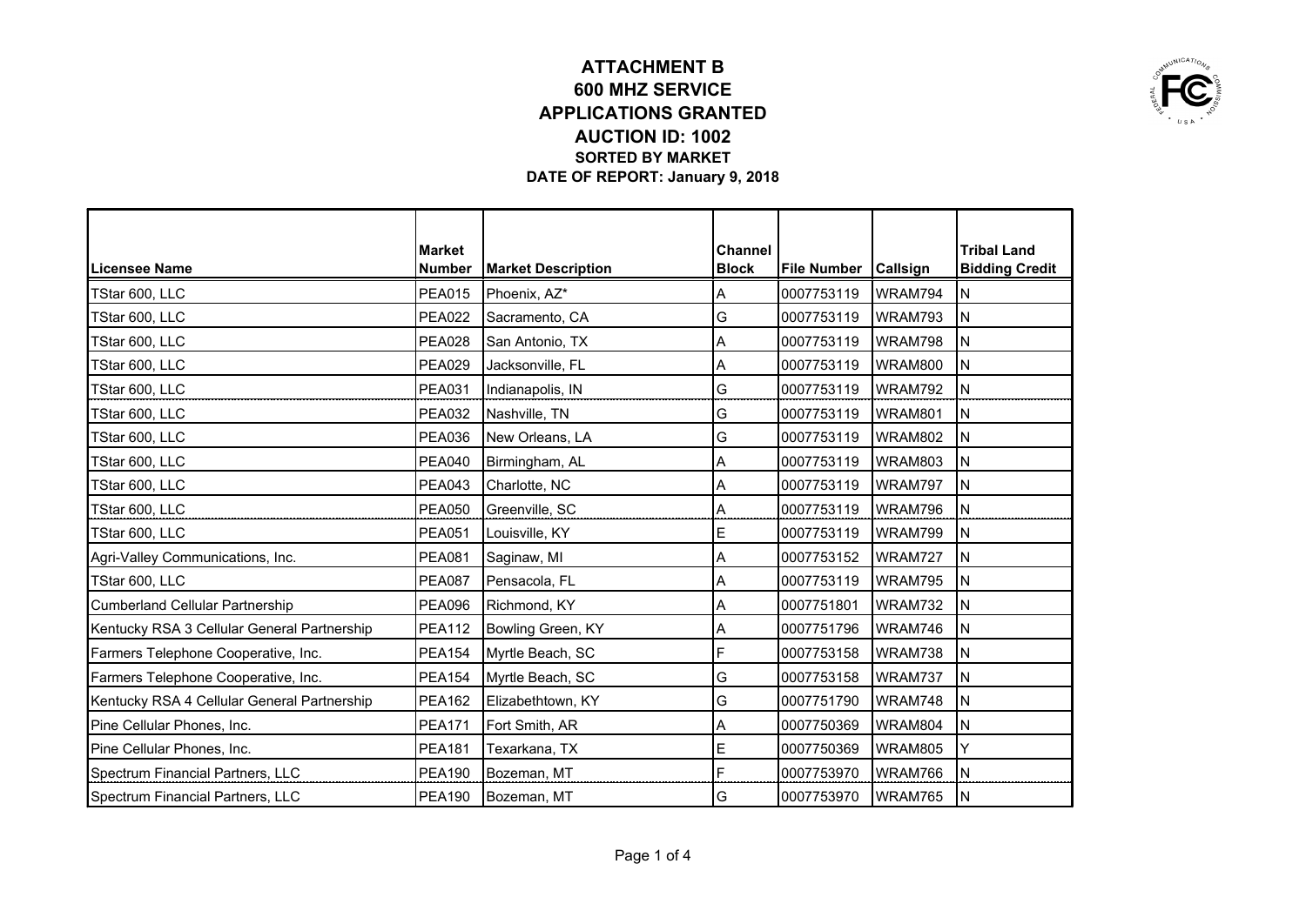# ATTACHMENT B
## 600 MHZ SERVICE
## APPLICATIONS GRANTED
## AUCTION ID: 1002
### SORTED BY MARKET
### DATE OF REPORT: January 9, 2018

| Licensee Name | Market Number | Market Description | Channel Block | File Number | Callsign | Tribal Land Bidding Credit |
|---|---|---|---|---|---|---|
| TStar 600, LLC | PEA015 | Phoenix, AZ* | A | 0007753119 | WRAM794 | N |
| TStar 600, LLC | PEA022 | Sacramento, CA | G | 0007753119 | WRAM793 | N |
| TStar 600, LLC | PEA028 | San Antonio, TX | A | 0007753119 | WRAM798 | N |
| TStar 600, LLC | PEA029 | Jacksonville, FL | A | 0007753119 | WRAM800 | N |
| TStar 600, LLC | PEA031 | Indianapolis, IN | G | 0007753119 | WRAM792 | N |
| TStar 600, LLC | PEA032 | Nashville, TN | G | 0007753119 | WRAM801 | N |
| TStar 600, LLC | PEA036 | New Orleans, LA | G | 0007753119 | WRAM802 | N |
| TStar 600, LLC | PEA040 | Birmingham, AL | A | 0007753119 | WRAM803 | N |
| TStar 600, LLC | PEA043 | Charlotte, NC | A | 0007753119 | WRAM797 | N |
| TStar 600, LLC | PEA050 | Greenville, SC | A | 0007753119 | WRAM796 | N |
| TStar 600, LLC | PEA051 | Louisville, KY | E | 0007753119 | WRAM799 | N |
| Agri-Valley Communications, Inc. | PEA081 | Saginaw, MI | A | 0007753152 | WRAM727 | N |
| TStar 600, LLC | PEA087 | Pensacola, FL | A | 0007753119 | WRAM795 | N |
| Cumberland Cellular Partnership | PEA096 | Richmond, KY | A | 0007751801 | WRAM732 | N |
| Kentucky RSA 3 Cellular General Partnership | PEA112 | Bowling Green, KY | A | 0007751796 | WRAM746 | N |
| Farmers Telephone Cooperative, Inc. | PEA154 | Myrtle Beach, SC | F | 0007753158 | WRAM738 | N |
| Farmers Telephone Cooperative, Inc. | PEA154 | Myrtle Beach, SC | G | 0007753158 | WRAM737 | N |
| Kentucky RSA 4 Cellular General Partnership | PEA162 | Elizabethtown, KY | G | 0007751790 | WRAM748 | N |
| Pine Cellular Phones, Inc. | PEA171 | Fort Smith, AR | A | 0007750369 | WRAM804 | N |
| Pine Cellular Phones, Inc. | PEA181 | Texarkana, TX | E | 0007750369 | WRAM805 | Y |
| Spectrum Financial Partners, LLC | PEA190 | Bozeman, MT | F | 0007753970 | WRAM766 | N |
| Spectrum Financial Partners, LLC | PEA190 | Bozeman, MT | G | 0007753970 | WRAM765 | N |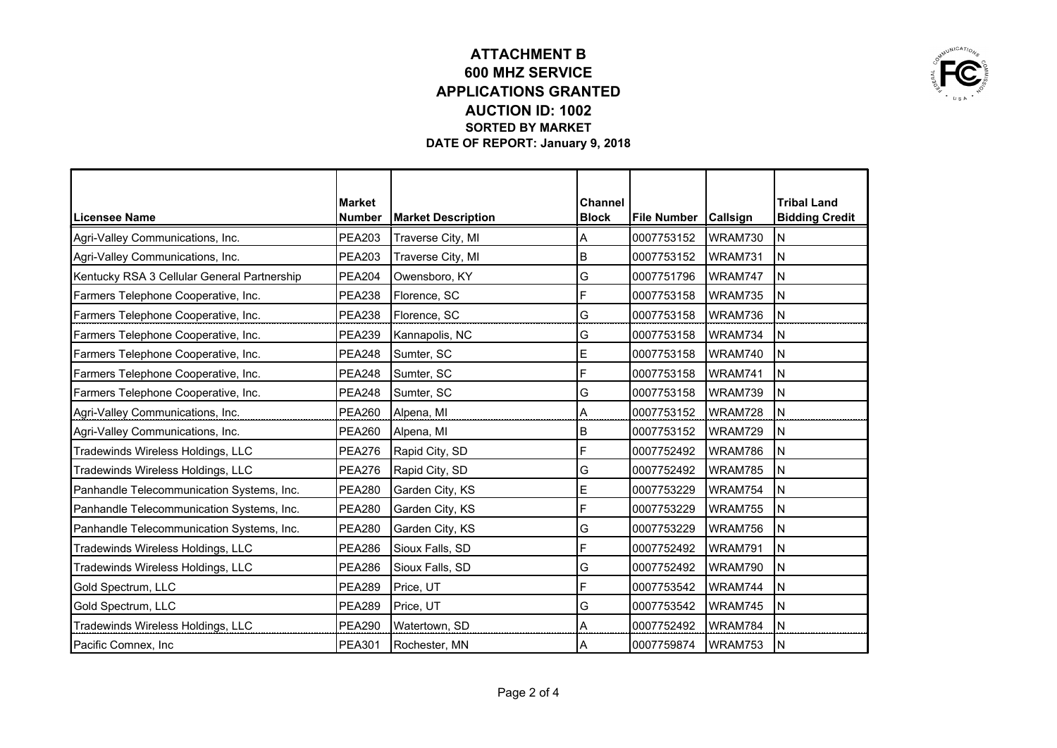# ATTACHMENT B
## 600 MHZ SERVICE
## APPLICATIONS GRANTED
## AUCTION ID: 1002
### SORTED BY MARKET
### DATE OF REPORT: January 9, 2018

| Licensee Name | Market Number | Market Description | Channel Block | File Number | Callsign | Tribal Land Bidding Credit |
|---|---|---|---|---|---|---|
| Agri-Valley Communications, Inc. | PEA203 | Traverse City, MI | A | 0007753152 | WRAM730 | N |
| Agri-Valley Communications, Inc. | PEA203 | Traverse City, MI | B | 0007753152 | WRAM731 | N |
| Kentucky RSA 3 Cellular General Partnership | PEA204 | Owensboro, KY | G | 0007751796 | WRAM747 | N |
| Farmers Telephone Cooperative, Inc. | PEA238 | Florence, SC | F | 0007753158 | WRAM735 | N |
| Farmers Telephone Cooperative, Inc. | PEA238 | Florence, SC | G | 0007753158 | WRAM736 | N |
| Farmers Telephone Cooperative, Inc. | PEA239 | Kannapolis, NC | G | 0007753158 | WRAM734 | N |
| Farmers Telephone Cooperative, Inc. | PEA248 | Sumter, SC | E | 0007753158 | WRAM740 | N |
| Farmers Telephone Cooperative, Inc. | PEA248 | Sumter, SC | F | 0007753158 | WRAM741 | N |
| Farmers Telephone Cooperative, Inc. | PEA248 | Sumter, SC | G | 0007753158 | WRAM739 | N |
| Agri-Valley Communications, Inc. | PEA260 | Alpena, MI | A | 0007753152 | WRAM728 | N |
| Agri-Valley Communications, Inc. | PEA260 | Alpena, MI | B | 0007753152 | WRAM729 | N |
| Tradewinds Wireless Holdings, LLC | PEA276 | Rapid City, SD | F | 0007752492 | WRAM786 | N |
| Tradewinds Wireless Holdings, LLC | PEA276 | Rapid City, SD | G | 0007752492 | WRAM785 | N |
| Panhandle Telecommunication Systems, Inc. | PEA280 | Garden City, KS | E | 0007753229 | WRAM754 | N |
| Panhandle Telecommunication Systems, Inc. | PEA280 | Garden City, KS | F | 0007753229 | WRAM755 | N |
| Panhandle Telecommunication Systems, Inc. | PEA280 | Garden City, KS | G | 0007753229 | WRAM756 | N |
| Tradewinds Wireless Holdings, LLC | PEA286 | Sioux Falls, SD | F | 0007752492 | WRAM791 | N |
| Tradewinds Wireless Holdings, LLC | PEA286 | Sioux Falls, SD | G | 0007752492 | WRAM790 | N |
| Gold Spectrum, LLC | PEA289 | Price, UT | F | 0007753542 | WRAM744 | N |
| Gold Spectrum, LLC | PEA289 | Price, UT | G | 0007753542 | WRAM745 | N |
| Tradewinds Wireless Holdings, LLC | PEA290 | Watertown, SD | A | 0007752492 | WRAM784 | N |
| Pacific Comnex, Inc | PEA301 | Rochester, MN | A | 0007759874 | WRAM753 | N |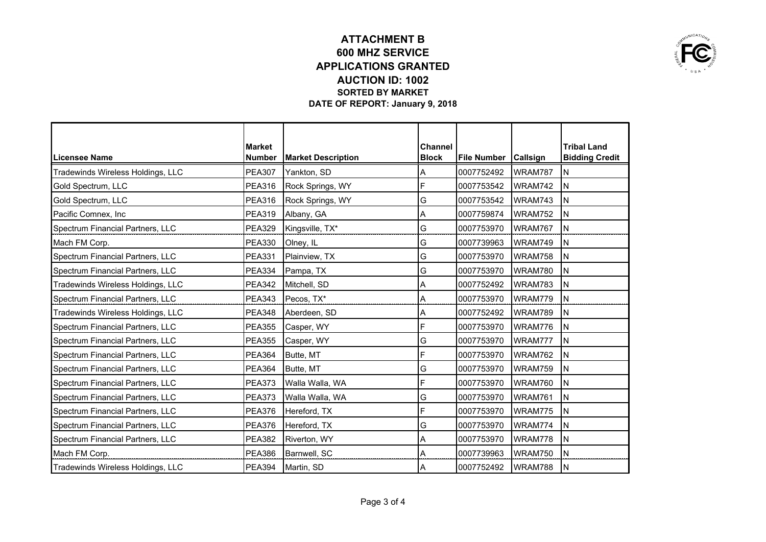# ATTACHMENT B
## 600 MHZ SERVICE
## APPLICATIONS GRANTED
## AUCTION ID: 1002
### SORTED BY MARKET
### DATE OF REPORT: January 9, 2018

| Licensee Name | Market Number | Market Description | Channel Block | File Number | Callsign | Tribal Land Bidding Credit |
|---|---|---|---|---|---|---|
| Tradewinds Wireless Holdings, LLC | PEA307 | Yankton, SD | A | 0007752492 | WRAM787 | N |
| Gold Spectrum, LLC | PEA316 | Rock Springs, WY | F | 0007753542 | WRAM742 | N |
| Gold Spectrum, LLC | PEA316 | Rock Springs, WY | G | 0007753542 | WRAM743 | N |
| Pacific Comnex, Inc | PEA319 | Albany, GA | A | 0007759874 | WRAM752 | N |
| Spectrum Financial Partners, LLC | PEA329 | Kingsville, TX* | G | 0007753970 | WRAM767 | N |
| Mach FM Corp. | PEA330 | Olney, IL | G | 0007739963 | WRAM749 | N |
| Spectrum Financial Partners, LLC | PEA331 | Plainview, TX | G | 0007753970 | WRAM758 | N |
| Spectrum Financial Partners, LLC | PEA334 | Pampa, TX | G | 0007753970 | WRAM780 | N |
| Tradewinds Wireless Holdings, LLC | PEA342 | Mitchell, SD | A | 0007752492 | WRAM783 | N |
| Spectrum Financial Partners, LLC | PEA343 | Pecos, TX* | A | 0007753970 | WRAM779 | N |
| Tradewinds Wireless Holdings, LLC | PEA348 | Aberdeen, SD | A | 0007752492 | WRAM789 | N |
| Spectrum Financial Partners, LLC | PEA355 | Casper, WY | F | 0007753970 | WRAM776 | N |
| Spectrum Financial Partners, LLC | PEA355 | Casper, WY | G | 0007753970 | WRAM777 | N |
| Spectrum Financial Partners, LLC | PEA364 | Butte, MT | F | 0007753970 | WRAM762 | N |
| Spectrum Financial Partners, LLC | PEA364 | Butte, MT | G | 0007753970 | WRAM759 | N |
| Spectrum Financial Partners, LLC | PEA373 | Walla Walla, WA | F | 0007753970 | WRAM760 | N |
| Spectrum Financial Partners, LLC | PEA373 | Walla Walla, WA | G | 0007753970 | WRAM761 | N |
| Spectrum Financial Partners, LLC | PEA376 | Hereford, TX | F | 0007753970 | WRAM775 | N |
| Spectrum Financial Partners, LLC | PEA376 | Hereford, TX | G | 0007753970 | WRAM774 | N |
| Spectrum Financial Partners, LLC | PEA382 | Riverton, WY | A | 0007753970 | WRAM778 | N |
| Mach FM Corp. | PEA386 | Barnwell, SC | A | 0007739963 | WRAM750 | N |
| Tradewinds Wireless Holdings, LLC | PEA394 | Martin, SD | A | 0007752492 | WRAM788 | N |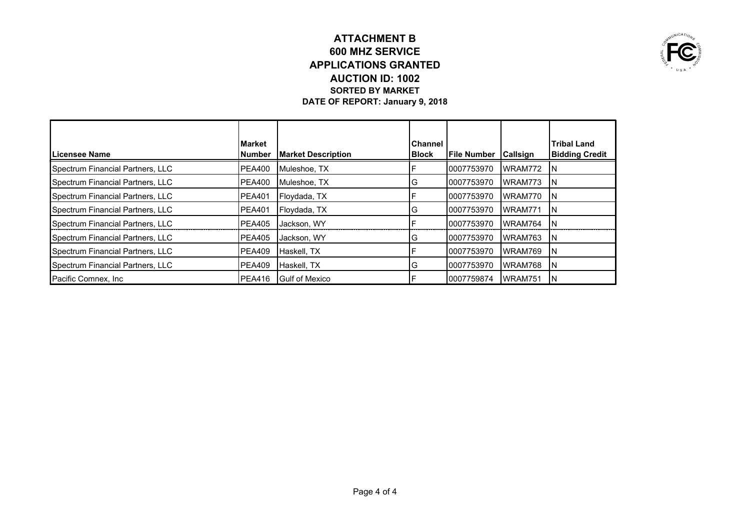# ATTACHMENT B
## 600 MHZ SERVICE
## APPLICATIONS GRANTED
## AUCTION ID: 1002
### SORTED BY MARKET
### DATE OF REPORT: January 9, 2018

| Licensee Name | Market Number | Market Description | Channel Block | File Number | Callsign | Tribal Land Bidding Credit |
|---|---|---|---|---|---|---|
| Spectrum Financial Partners, LLC | PEA400 | Muleshoe, TX | F | 0007753970 | WRAM772 | N |
| Spectrum Financial Partners, LLC | PEA400 | Muleshoe, TX | G | 0007753970 | WRAM773 | N |
| Spectrum Financial Partners, LLC | PEA401 | Floydada, TX | F | 0007753970 | WRAM770 | N |
| Spectrum Financial Partners, LLC | PEA401 | Floydada, TX | G | 0007753970 | WRAM771 | N |
| Spectrum Financial Partners, LLC | PEA405 | Jackson, WY | F | 0007753970 | WRAM764 | N |
| Spectrum Financial Partners, LLC | PEA405 | Jackson, WY | G | 0007753970 | WRAM763 | N |
| Spectrum Financial Partners, LLC | PEA409 | Haskell, TX | F | 0007753970 | WRAM769 | N |
| Spectrum Financial Partners, LLC | PEA409 | Haskell, TX | G | 0007753970 | WRAM768 | N |
| Pacific Comnex, Inc | PEA416 | Gulf of Mexico | F | 0007759874 | WRAM751 | N |